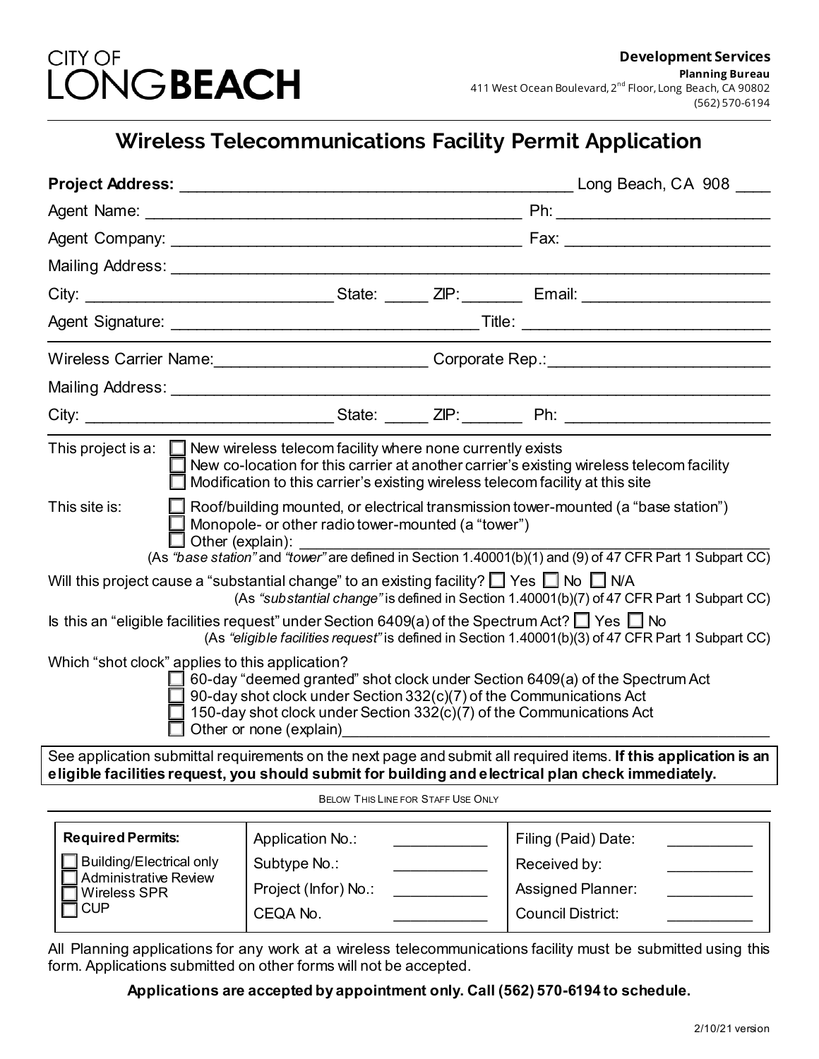CITY OF **LONGBEACH**

**Development Services**
**Planning Bureau**
411 West Ocean Boulevard, 2nd Floor, Long Beach, CA 90802
(562) 570-6194

# Wireless Telecommunications Facility Permit Application

**Project Address:** ____________________________________________ Long Beach, CA 908 ____

Agent Name: ____________________________________________ Ph: ______________________

Agent Company: ________________________________________ Fax: ______________________

Mailing Address: ________________________________________________________________

City: ____________________________ State: _____ ZIP: _______ Email: ___________________

Agent Signature: __________________________________ Title: ___________________________

Wireless Carrier Name: _______________________ Corporate Rep.: _________________________

Mailing Address: ________________________________________________________________

City: ____________________________ State: _____ ZIP: _______ Ph: ______________________

This project is a:
- ☐ New wireless telecom facility where none currently exists
- ☐ New co-location for this carrier at another carrier's existing wireless telecom facility
- ☐ Modification to this carrier's existing wireless telecom facility at this site

This site is:
- ☐ Roof/building mounted, or electrical transmission tower-mounted (a "base station")
- ☐ Monopole- or other radio tower-mounted (a "tower")
- ☐ Other (explain): ______________________________________________

(As *"base station"* and *"tower"* are defined in Section 1.40001(b)(1) and (9) of 47 CFR Part 1 Subpart CC)

Will this project cause a "substantial change" to an existing facility? ☐ Yes ☐ No ☐ N/A
(As *"substantial change"* is defined in Section 1.40001(b)(7) of 47 CFR Part 1 Subpart CC)

Is this an "eligible facilities request" under Section 6409(a) of the Spectrum Act? ☐ Yes ☐ No
(As *"eligible facilities request"* is defined in Section 1.40001(b)(3) of 47 CFR Part 1 Subpart CC)

Which "shot clock" applies to this application?
- ☐ 60-day "deemed granted" shot clock under Section 6409(a) of the Spectrum Act
- ☐ 90-day shot clock under Section 332(c)(7) of the Communications Act
- ☐ 150-day shot clock under Section 332(c)(7) of the Communications Act
- ☐ Other or none (explain) ______________________________________________

See application submittal requirements on the next page and submit all required items. **If this application is an eligible facilities request, you should submit for building and electrical plan check immediately.**

BELOW THIS LINE FOR STAFF USE ONLY

| Required Permits: | | | | |
|---|---|---|---|---|
| ☐ Building/Electrical only | Application No.: | ___________ | Filing (Paid) Date: | ___________ |
| ☐ Administrative Review | Subtype No.: | ___________ | Received by: | ___________ |
| ☐ Wireless SPR | Project (Infor) No.: | ___________ | Assigned Planner: | ___________ |
| ☐ CUP | CEQA No. | ___________ | Council District: | ___________ |

All Planning applications for any work at a wireless telecommunications facility must be submitted using this form. Applications submitted on other forms will not be accepted.

**Applications are accepted by appointment only. Call (562) 570-6194 to schedule.**

2/10/21 version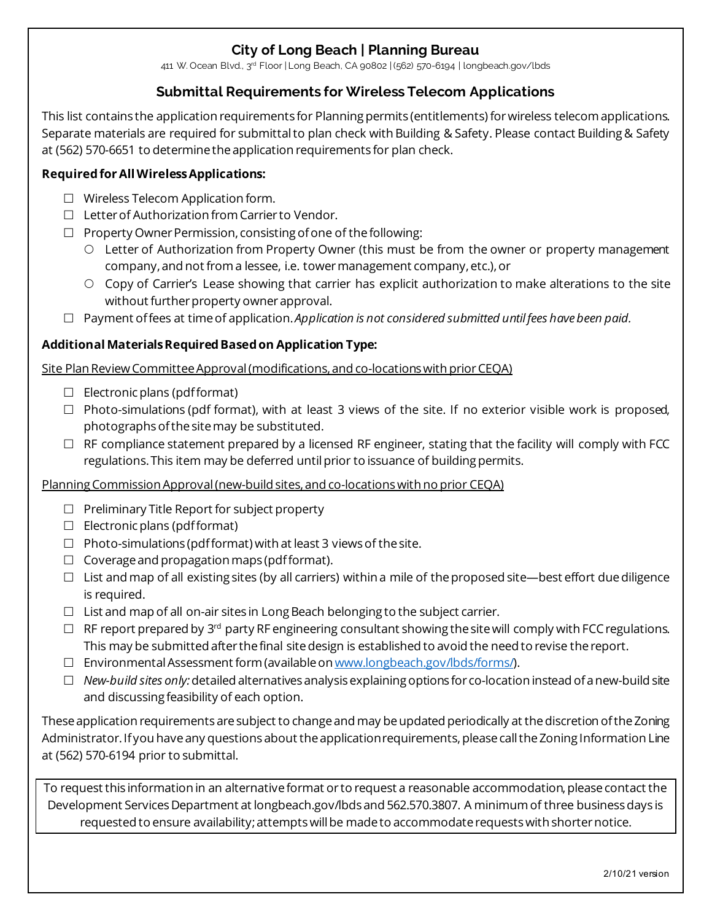# City of Long Beach | Planning Bureau

411 W. Ocean Blvd., 3rd Floor | Long Beach, CA 90802 | (562) 570-6194 | longbeach.gov/lbds

## Submittal Requirements for Wireless Telecom Applications

This list contains the application requirements for Planning permits (entitlements) for wireless telecom applications. Separate materials are required for submittal to plan check with Building & Safety. Please contact Building & Safety at (562) 570-6651 to determine the application requirements for plan check.

**Required for All Wireless Applications:**

- ☐ Wireless Telecom Application form.
- ☐ Letter of Authorization from Carrier to Vendor.
- ☐ Property Owner Permission, consisting of one of the following:
  - ○ Letter of Authorization from Property Owner (this must be from the owner or property management company, and not from a lessee, i.e. tower management company, etc.), or
  - ○ Copy of Carrier's Lease showing that carrier has explicit authorization to make alterations to the site without further property owner approval.
- ☐ Payment of fees at time of application. *Application is not considered submitted until fees have been paid.*

**Additional Materials Required Based on Application Type:**

<u>Site Plan Review Committee Approval (modifications, and co-locations with prior CEQA)</u>

- ☐ Electronic plans (pdf format)
- ☐ Photo-simulations (pdf format), with at least 3 views of the site. If no exterior visible work is proposed, photographs of the site may be substituted.
- ☐ RF compliance statement prepared by a licensed RF engineer, stating that the facility will comply with FCC regulations. This item may be deferred until prior to issuance of building permits.

<u>Planning Commission Approval (new-build sites, and co-locations with no prior CEQA)</u>

- ☐ Preliminary Title Report for subject property
- ☐ Electronic plans (pdf format)
- ☐ Photo-simulations (pdf format) with at least 3 views of the site.
- ☐ Coverage and propagation maps (pdf format).
- ☐ List and map of all existing sites (by all carriers) within a mile of the proposed site—best effort due diligence is required.
- ☐ List and map of all on-air sites in Long Beach belonging to the subject carrier.
- ☐ RF report prepared by 3rd party RF engineering consultant showing the site will comply with FCC regulations. This may be submitted after the final site design is established to avoid the need to revise the report.
- ☐ Environmental Assessment form (available on [www.longbeach.gov/lbds/forms/](www.longbeach.gov/lbds/forms/)).
- ☐ *New-build sites only:* detailed alternatives analysis explaining options for co-location instead of a new-build site and discussing feasibility of each option.

These application requirements are subject to change and may be updated periodically at the discretion of the Zoning Administrator. If you have any questions about the application requirements, please call the Zoning Information Line at (562) 570-6194 prior to submittal.

To request this information in an alternative format or to request a reasonable accommodation, please contact the Development Services Department at longbeach.gov/lbds and 562.570.3807. A minimum of three business days is requested to ensure availability; attempts will be made to accommodate requests with shorter notice.

2/10/21 version